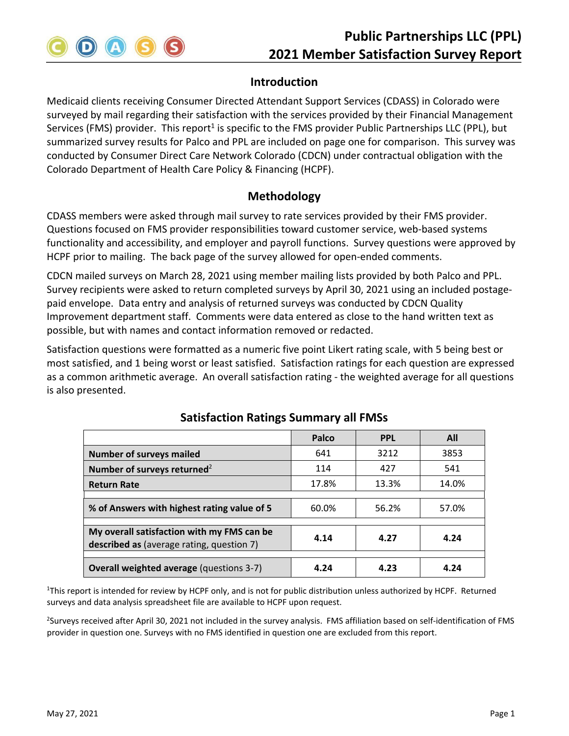# Public Partnerships LLC (PPL)
# 2021 Member Satisfaction Survey Report

## Introduction

Medicaid clients receiving Consumer Directed Attendant Support Services (CDASS) in Colorado were surveyed by mail regarding their satisfaction with the services provided by their Financial Management Services (FMS) provider. This report[1] is specific to the FMS provider Public Partnerships LLC (PPL), but summarized survey results for Palco and PPL are included on page one for comparison. This survey was conducted by Consumer Direct Care Network Colorado (CDCN) under contractual obligation with the Colorado Department of Health Care Policy & Financing (HCPF).

## Methodology

CDASS members were asked through mail survey to rate services provided by their FMS provider. Questions focused on FMS provider responsibilities toward customer service, web-based systems functionality and accessibility, and employer and payroll functions. Survey questions were approved by HCPF prior to mailing. The back page of the survey allowed for open-ended comments.

CDCN mailed surveys on March 28, 2021 using member mailing lists provided by both Palco and PPL. Survey recipients were asked to return completed surveys by April 30, 2021 using an included postage-paid envelope. Data entry and analysis of returned surveys was conducted by CDCN Quality Improvement department staff. Comments were data entered as close to the hand written text as possible, but with names and contact information removed or redacted.

Satisfaction questions were formatted as a numeric five point Likert rating scale, with 5 being best or most satisfied, and 1 being worst or least satisfied. Satisfaction ratings for each question are expressed as a common arithmetic average. An overall satisfaction rating - the weighted average for all questions is also presented.

### Satisfaction Ratings Summary all FMSs

| | Palco | PPL | All |
|---|---|---|---|
| **Number of surveys mailed** | 641 | 3212 | 3853 |
| **Number of surveys returned**[2] | 114 | 427 | 541 |
| **Return Rate** | 17.8% | 13.3% | 14.0% |
| **% of Answers with highest rating value of 5** | 60.0% | 56.2% | 57.0% |
| **My overall satisfaction with my FMS can be described as** (average rating, question 7) | **4.14** | **4.27** | **4.24** |
| **Overall weighted average** (questions 3-7) | **4.24** | **4.23** | **4.24** |

[1]This report is intended for review by HCPF only, and is not for public distribution unless authorized by HCPF. Returned surveys and data analysis spreadsheet file are available to HCPF upon request.

[2]Surveys received after April 30, 2021 not included in the survey analysis. FMS affiliation based on self-identification of FMS provider in question one. Surveys with no FMS identified in question one are excluded from this report.

May 27, 2021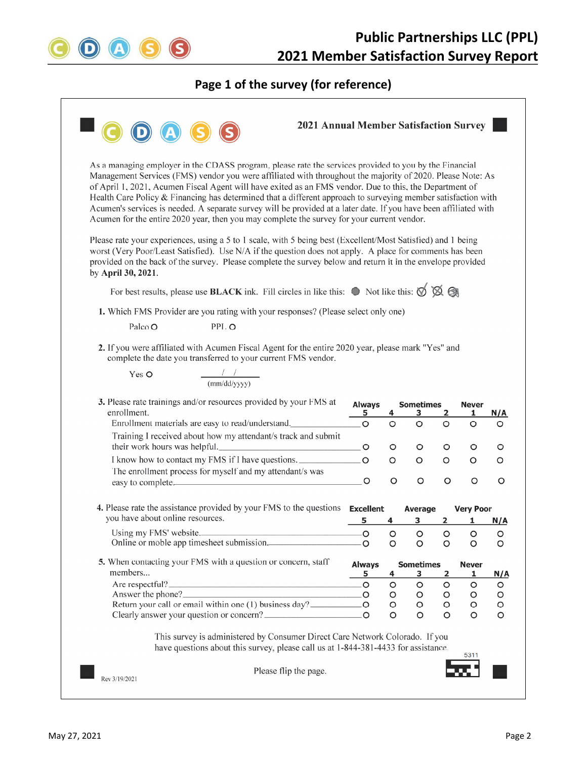## Page 1 of the survey (for reference)

**2021 Annual Member Satisfaction Survey**

As a managing employer in the CDASS program, please rate the services provided to you by the Financial Management Services (FMS) vendor you were affiliated with throughout the majority of 2020. Please Note: As of April 1, 2021, Acumen Fiscal Agent will have exited as an FMS vendor. Due to this, the Department of Health Care Policy & Financing has determined that a different approach to surveying member satisfaction with Acumen's services is needed. A separate survey will be provided at a later date. If you have been affiliated with Acumen for the entire 2020 year, then you may complete the survey for your current vendor.

Please rate your experiences, using a 5 to 1 scale, with 5 being best (Excellent/Most Satisfied) and 1 being worst (Very Poor/Least Satisfied). Use N/A if the question does not apply. A place for comments has been provided on the back of the survey. Please complete the survey below and return it in the envelope provided by **April 30, 2021**.

For best results, please use **BLACK** ink. Fill circles in like this: ● Not like this: ✓ ☒ ⊗

**1.** Which FMS Provider are you rating with your responses? (Please select only one)

Palco O PPL O

**2.** If you were affiliated with Acumen Fiscal Agent for the entire 2020 year, please mark "Yes" and complete the date you transferred to your current FMS vendor.

Yes O ___/___/___ (mm/dd/yyyy)

**3.** Please rate trainings and/or resources provided by your FMS at enrollment.

| | Always 5 | 4 | Sometimes 3 | 2 | Never 1 | N/A |
|---|---|---|---|---|---|---|
| Enrollment materials are easy to read/understand. | O | O | O | O | O | O |
| Training I received about how my attendant/s track and submit their work hours was helpful. | O | O | O | O | O | O |
| I know how to contact my FMS if I have questions. | O | O | O | O | O | O |
| The enrollment process for myself and my attendant/s was easy to complete. | O | O | O | O | O | O |

**4.** Please rate the assistance provided by your FMS to the questions you have about online resources.

| | Excellent 5 | 4 | Average 3 | 2 | Very Poor 1 | N/A |
|---|---|---|---|---|---|---|
| Using my FMS' website. | O | O | O | O | O | O |
| Online or moble app timesheet submission. | O | O | O | O | O | O |

**5.** When contacting your FMS with a question or concern, staff members...

| | Always 5 | 4 | Sometimes 3 | 2 | Never 1 | N/A |
|---|---|---|---|---|---|---|
| Are respectful? | O | O | O | O | O | O |
| Answer the phone? | O | O | O | O | O | O |
| Return your call or email within one (1) business day? | O | O | O | O | O | O |
| Clearly answer your question or concern? | O | O | O | O | O | O |

This survey is administered by Consumer Direct Care Network Colorado. If you have questions about this survey, please call us at 1-844-381-4433 for assistance.

Rev 3/19/2021

Please flip the page.

5311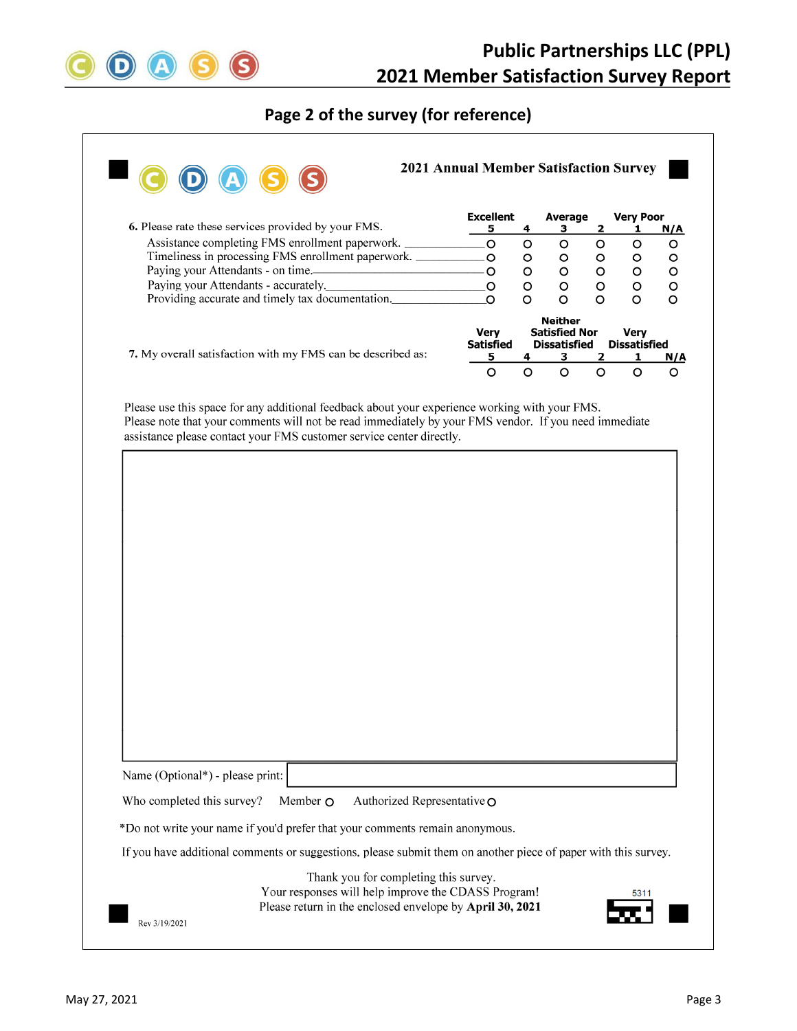## Page 2 of the survey (for reference)

**2021 Annual Member Satisfaction Survey**

**6.** Please rate these services provided by your FMS.

| | Excellent 5 | 4 | Average 3 | 2 | Very Poor 1 | N/A |
|---|---|---|---|---|---|---|
| Assistance completing FMS enrollment paperwork. | O | O | O | O | O | O |
| Timeliness in processing FMS enrollment paperwork. | O | O | O | O | O | O |
| Paying your Attendants - on time. | O | O | O | O | O | O |
| Paying your Attendants - accurately. | O | O | O | O | O | O |
| Providing accurate and timely tax documentation. | O | O | O | O | O | O |

| | Very Satisfied 5 | 4 | Neither Satisfied Nor Dissatisfied 3 | 2 | Very Dissatisfied 1 | N/A |
|---|---|---|---|---|---|---|
| **7.** My overall satisfaction with my FMS can be described as: | O | O | O | O | O | O |

Please use this space for any additional feedback about your experience working with your FMS. Please note that your comments will not be read immediately by your FMS vendor. If you need immediate assistance please contact your FMS customer service center directly.

Name (Optional*) - please print:

Who completed this survey? Member O Authorized Representative O

*Do not write your name if you'd prefer that your comments remain anonymous.

If you have additional comments or suggestions, please submit them on another piece of paper with this survey.

Thank you for completing this survey.
Your responses will help improve the CDASS Program!
Please return in the enclosed envelope by **April 30, 2021**

5311

Rev 3/19/2021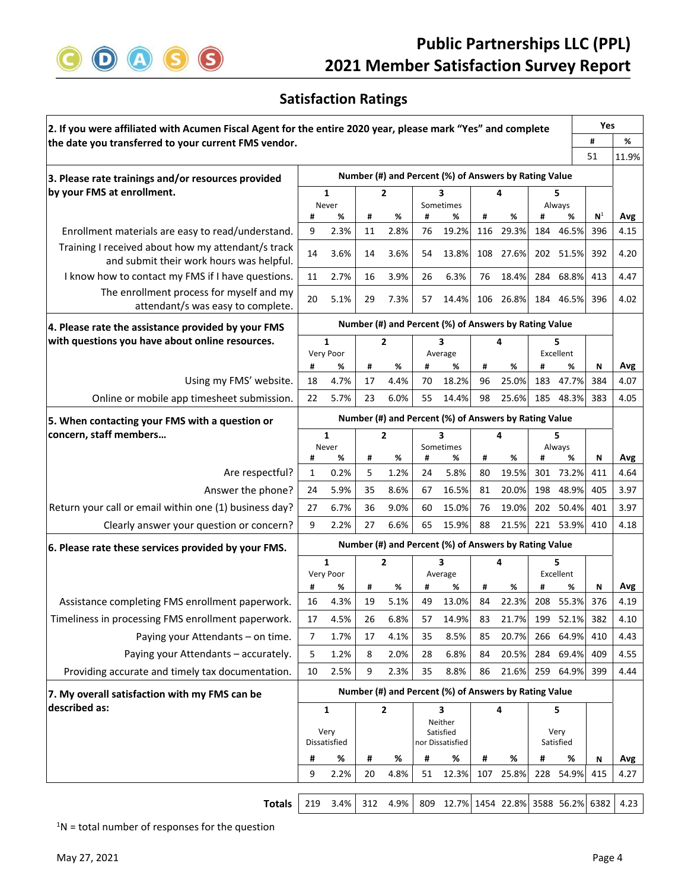## Satisfaction Ratings

| 2. If you were affiliated with Acumen Fiscal Agent for the entire 2020 year, please mark "Yes" and complete the date you transferred to your current FMS vendor. | Yes # | Yes % |
|---|---|---|
| | 51 | 11.9% |

| 3. Please rate trainings and/or resources provided by your FMS at enrollment. | 1 Never # | 1 Never % | 2 # | 2 % | 3 Sometimes # | 3 Sometimes % | 4 # | 4 % | 5 Always # | 5 Always % | N[1] | Avg |
|---|---|---|---|---|---|---|---|---|---|---|---|---|
| Enrollment materials are easy to read/understand. | 9 | 2.3% | 11 | 2.8% | 76 | 19.2% | 116 | 29.3% | 184 | 46.5% | 396 | 4.15 |
| Training I received about how my attendant/s track and submit their work hours was helpful. | 14 | 3.6% | 14 | 3.6% | 54 | 13.8% | 108 | 27.6% | 202 | 51.5% | 392 | 4.20 |
| I know how to contact my FMS if I have questions. | 11 | 2.7% | 16 | 3.9% | 26 | 6.3% | 76 | 18.4% | 284 | 68.8% | 413 | 4.47 |
| The enrollment process for myself and my attendant/s was easy to complete. | 20 | 5.1% | 29 | 7.3% | 57 | 14.4% | 106 | 26.8% | 184 | 46.5% | 396 | 4.02 |

| 4. Please rate the assistance provided by your FMS with questions you have about online resources. | 1 Very Poor # | 1 Very Poor % | 2 # | 2 % | 3 Average # | 3 Average % | 4 # | 4 % | 5 Excellent # | 5 Excellent % | N | Avg |
|---|---|---|---|---|---|---|---|---|---|---|---|---|
| Using my FMS' website. | 18 | 4.7% | 17 | 4.4% | 70 | 18.2% | 96 | 25.0% | 183 | 47.7% | 384 | 4.07 |
| Online or mobile app timesheet submission. | 22 | 5.7% | 23 | 6.0% | 55 | 14.4% | 98 | 25.6% | 185 | 48.3% | 383 | 4.05 |

| 5. When contacting your FMS with a question or concern, staff members… | 1 Never # | 1 Never % | 2 # | 2 % | 3 Sometimes # | 3 Sometimes % | 4 # | 4 % | 5 Always # | 5 Always % | N | Avg |
|---|---|---|---|---|---|---|---|---|---|---|---|---|
| Are respectful? | 1 | 0.2% | 5 | 1.2% | 24 | 5.8% | 80 | 19.5% | 301 | 73.2% | 411 | 4.64 |
| Answer the phone? | 24 | 5.9% | 35 | 8.6% | 67 | 16.5% | 81 | 20.0% | 198 | 48.9% | 405 | 3.97 |
| Return your call or email within one (1) business day? | 27 | 6.7% | 36 | 9.0% | 60 | 15.0% | 76 | 19.0% | 202 | 50.4% | 401 | 3.97 |
| Clearly answer your question or concern? | 9 | 2.2% | 27 | 6.6% | 65 | 15.9% | 88 | 21.5% | 221 | 53.9% | 410 | 4.18 |

| 6. Please rate these services provided by your FMS. | 1 Very Poor # | 1 Very Poor % | 2 # | 2 % | 3 Average # | 3 Average % | 4 # | 4 % | 5 Excellent # | 5 Excellent % | N | Avg |
|---|---|---|---|---|---|---|---|---|---|---|---|---|
| Assistance completing FMS enrollment paperwork. | 16 | 4.3% | 19 | 5.1% | 49 | 13.0% | 84 | 22.3% | 208 | 55.3% | 376 | 4.19 |
| Timeliness in processing FMS enrollment paperwork. | 17 | 4.5% | 26 | 6.8% | 57 | 14.9% | 83 | 21.7% | 199 | 52.1% | 382 | 4.10 |
| Paying your Attendants – on time. | 7 | 1.7% | 17 | 4.1% | 35 | 8.5% | 85 | 20.7% | 266 | 64.9% | 410 | 4.43 |
| Paying your Attendants – accurately. | 5 | 1.2% | 8 | 2.0% | 28 | 6.8% | 84 | 20.5% | 284 | 69.4% | 409 | 4.55 |
| Providing accurate and timely tax documentation. | 10 | 2.5% | 9 | 2.3% | 35 | 8.8% | 86 | 21.6% | 259 | 64.9% | 399 | 4.44 |

| 7. My overall satisfaction with my FMS can be described as: | 1 Very Dissatisfied # | 1 Very Dissatisfied % | 2 # | 2 % | 3 Neither Satisfied nor Dissatisfied # | 3 Neither Satisfied nor Dissatisfied % | 4 # | 4 % | 5 Very Satisfied # | 5 Very Satisfied % | N | Avg |
|---|---|---|---|---|---|---|---|---|---|---|---|---|
| | 9 | 2.2% | 20 | 4.8% | 51 | 12.3% | 107 | 25.8% | 228 | 54.9% | 415 | 4.27 |
| **Totals** | 219 | 3.4% | 312 | 4.9% | 809 | 12.7% | 1454 | 22.8% | 3588 | 56.2% | 6382 | 4.23 |

[1]N = total number of responses for the question

May 27, 2021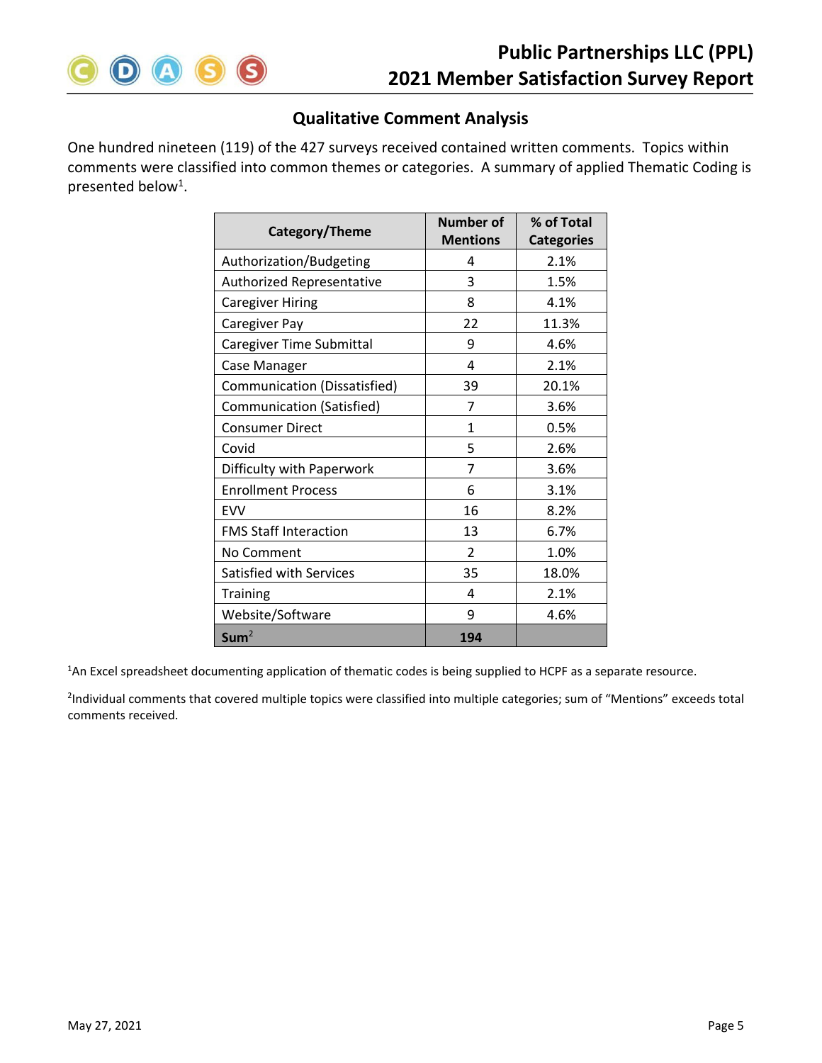## Qualitative Comment Analysis

One hundred nineteen (119) of the 427 surveys received contained written comments. Topics within comments were classified into common themes or categories. A summary of applied Thematic Coding is presented below[1].

| Category/Theme | Number of Mentions | % of Total Categories |
|---|---|---|
| Authorization/Budgeting | 4 | 2.1% |
| Authorized Representative | 3 | 1.5% |
| Caregiver Hiring | 8 | 4.1% |
| Caregiver Pay | 22 | 11.3% |
| Caregiver Time Submittal | 9 | 4.6% |
| Case Manager | 4 | 2.1% |
| Communication (Dissatisfied) | 39 | 20.1% |
| Communication (Satisfied) | 7 | 3.6% |
| Consumer Direct | 1 | 0.5% |
| Covid | 5 | 2.6% |
| Difficulty with Paperwork | 7 | 3.6% |
| Enrollment Process | 6 | 3.1% |
| EVV | 16 | 8.2% |
| FMS Staff Interaction | 13 | 6.7% |
| No Comment | 2 | 1.0% |
| Satisfied with Services | 35 | 18.0% |
| Training | 4 | 2.1% |
| Website/Software | 9 | 4.6% |
| **Sum[2]** | **194** | |

[1]An Excel spreadsheet documenting application of thematic codes is being supplied to HCPF as a separate resource.

[2]Individual comments that covered multiple topics were classified into multiple categories; sum of "Mentions" exceeds total comments received.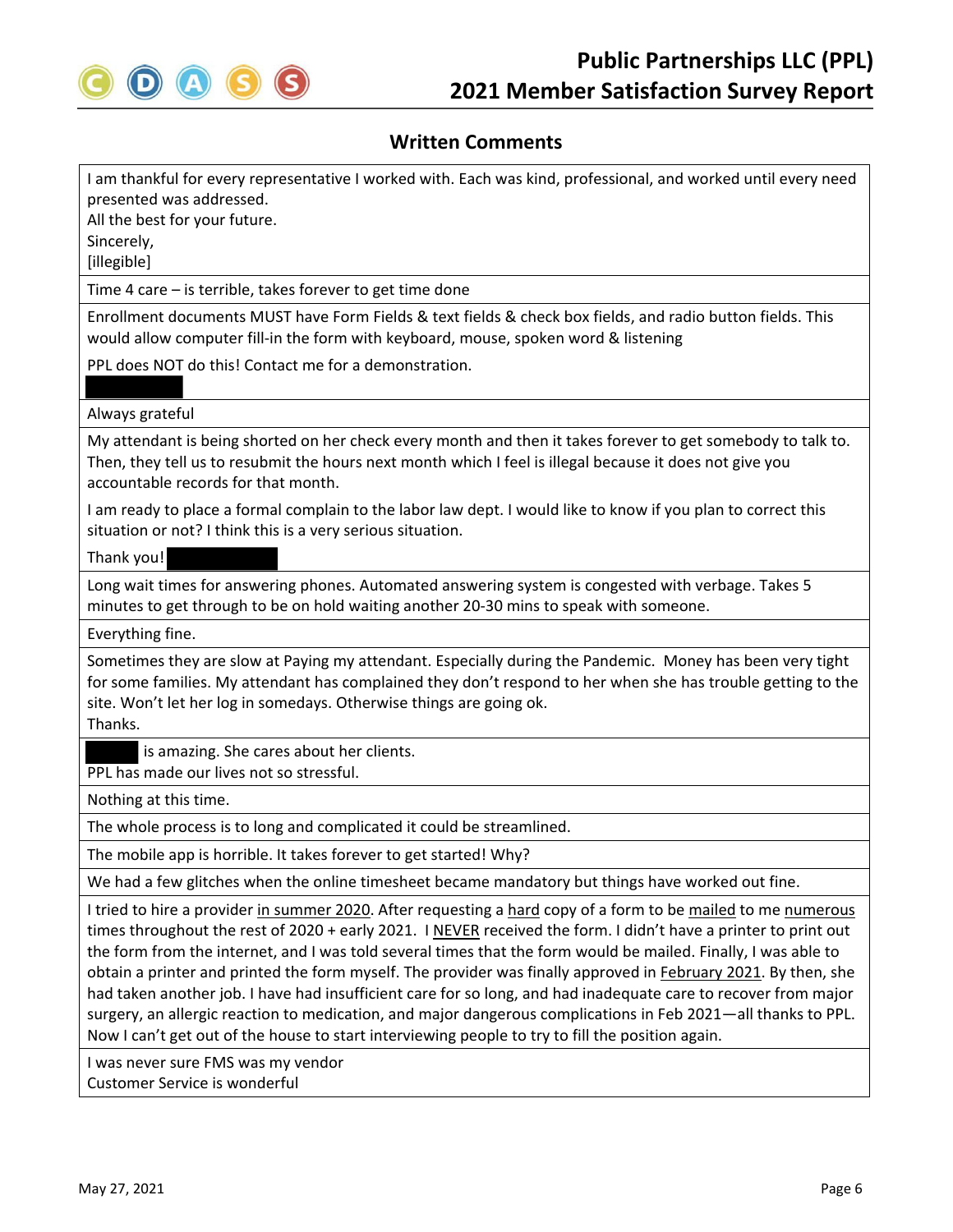## Written Comments

| |
|---|
| I am thankful for every representative I worked with. Each was kind, professional, and worked until every need presented was addressed.<br>All the best for your future.<br>Sincerely,<br>[illegible] |
| Time 4 care – is terrible, takes forever to get time done |
| Enrollment documents MUST have Form Fields & text fields & check box fields, and radio button fields. This would allow computer fill-in the form with keyboard, mouse, spoken word & listening<br><br>PPL does NOT do this! Contact me for a demonstration.<br>█████ |
| Always grateful |
| My attendant is being shorted on her check every month and then it takes forever to get somebody to talk to. Then, they tell us to resubmit the hours next month which I feel is illegal because it does not give you accountable records for that month.<br><br>I am ready to place a formal complain to the labor law dept. I would like to know if you plan to correct this situation or not? I think this is a very serious situation.<br><br>Thank you! █████ |
| Long wait times for answering phones. Automated answering system is congested with verbage. Takes 5 minutes to get through to be on hold waiting another 20-30 mins to speak with someone. |
| Everything fine. |
| Sometimes they are slow at Paying my attendant. Especially during the Pandemic. Money has been very tight for some families. My attendant has complained they don't respond to her when she has trouble getting to the site. Won't let her log in somedays. Otherwise things are going ok.<br>Thanks. |
| █████ is amazing. She cares about her clients.<br>PPL has made our lives not so stressful. |
| Nothing at this time. |
| The whole process is to long and complicated it could be streamlined. |
| The mobile app is horrible. It takes forever to get started! Why? |
| We had a few glitches when the online timesheet became mandatory but things have worked out fine. |
| I tried to hire a provider <u>in summer 2020</u>. After requesting a <u>hard</u> copy of a form to be <u>mailed</u> to me <u>numerous</u> times throughout the rest of 2020 + early 2021. I <u>NEVER</u> received the form. I didn't have a printer to print out the form from the internet, and I was told several times that the form would be mailed. Finally, I was able to obtain a printer and printed the form myself. The provider was finally approved in <u>February 2021</u>. By then, she had taken another job. I have had insufficient care for so long, and had inadequate care to recover from major surgery, an allergic reaction to medication, and major dangerous complications in Feb 2021—all thanks to PPL. Now I can't get out of the house to start interviewing people to try to fill the position again. |
| I was never sure FMS was my vendor<br>Customer Service is wonderful |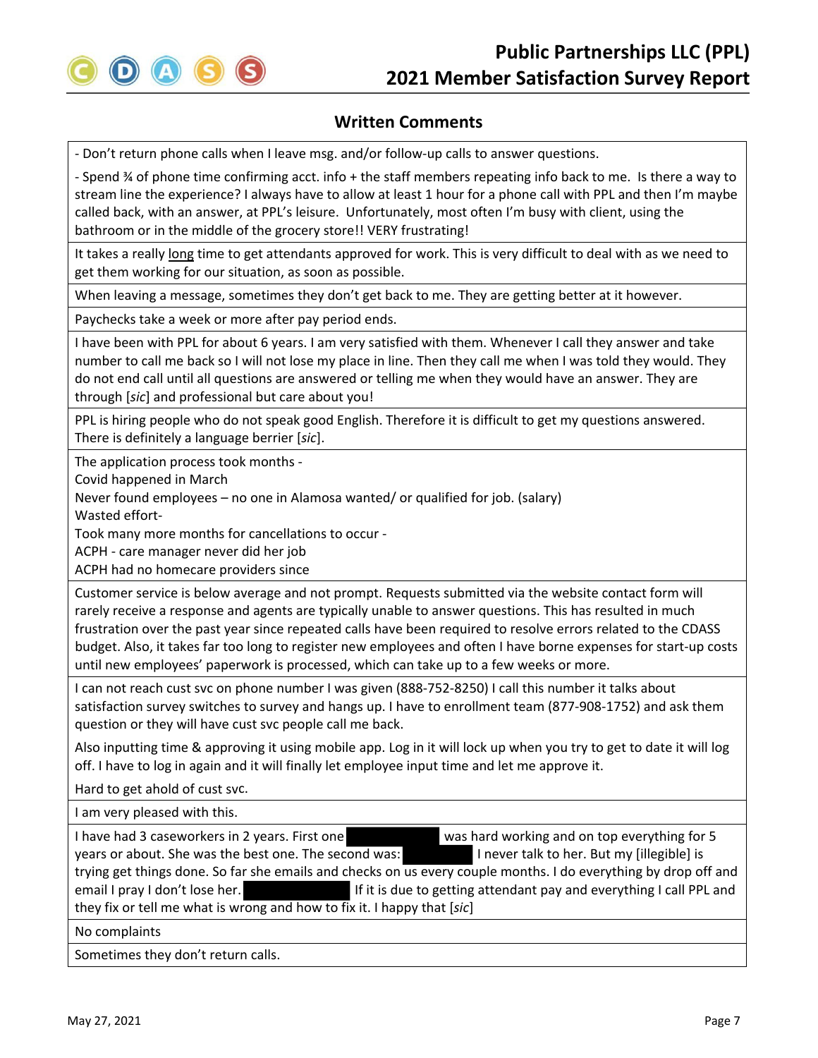## Written Comments

| |
|---|
| - Don't return phone calls when I leave msg. and/or follow-up calls to answer questions.<br><br>- Spend ¾ of phone time confirming acct. info + the staff members repeating info back to me. Is there a way to stream line the experience? I always have to allow at least 1 hour for a phone call with PPL and then I'm maybe called back, with an answer, at PPL's leisure. Unfortunately, most often I'm busy with client, using the bathroom or in the middle of the grocery store!! VERY frustrating! |
| It takes a really <u>long</u> time to get attendants approved for work. This is very difficult to deal with as we need to get them working for our situation, as soon as possible. |
| When leaving a message, sometimes they don't get back to me. They are getting better at it however. |
| Paychecks take a week or more after pay period ends. |
| I have been with PPL for about 6 years. I am very satisfied with them. Whenever I call they answer and take number to call me back so I will not lose my place in line. Then they call me when I was told they would. They do not end call until all questions are answered or telling me when they would have an answer. They are through [*sic*] and professional but care about you! |
| PPL is hiring people who do not speak good English. Therefore it is difficult to get my questions answered. There is definitely a language berrier [*sic*]. |
| The application process took months -<br>Covid happened in March<br>Never found employees – no one in Alamosa wanted/ or qualified for job. (salary)<br>Wasted effort-<br>Took many more months for cancellations to occur -<br>ACPH - care manager never did her job<br>ACPH had no homecare providers since |
| Customer service is below average and not prompt. Requests submitted via the website contact form will rarely receive a response and agents are typically unable to answer questions. This has resulted in much frustration over the past year since repeated calls have been required to resolve errors related to the CDASS budget. Also, it takes far too long to register new employees and often I have borne expenses for start-up costs until new employees' paperwork is processed, which can take up to a few weeks or more. |
| I can not reach cust svc on phone number I was given (888-752-8250) I call this number it talks about satisfaction survey switches to survey and hangs up. I have to enrollment team (877-908-1752) and ask them question or they will have cust svc people call me back.<br><br>Also inputting time & approving it using mobile app. Log in it will lock up when you try to get to date it will log off. I have to log in again and it will finally let employee input time and let me approve it.<br><br>Hard to get ahold of cust svc. |
| I am very pleased with this. |
| I have had 3 caseworkers in 2 years. First one [redacted] was hard working and on top everything for 5 years or about. She was the best one. The second was: [redacted] I never talk to her. But my [illegible] is trying get things done. So far she emails and checks on us every couple months. I do everything by drop off and email I pray I don't lose her. [redacted] If it is due to getting attendant pay and everything I call PPL and they fix or tell me what is wrong and how to fix it. I happy that [*sic*] |
| No complaints |
| Sometimes they don't return calls. |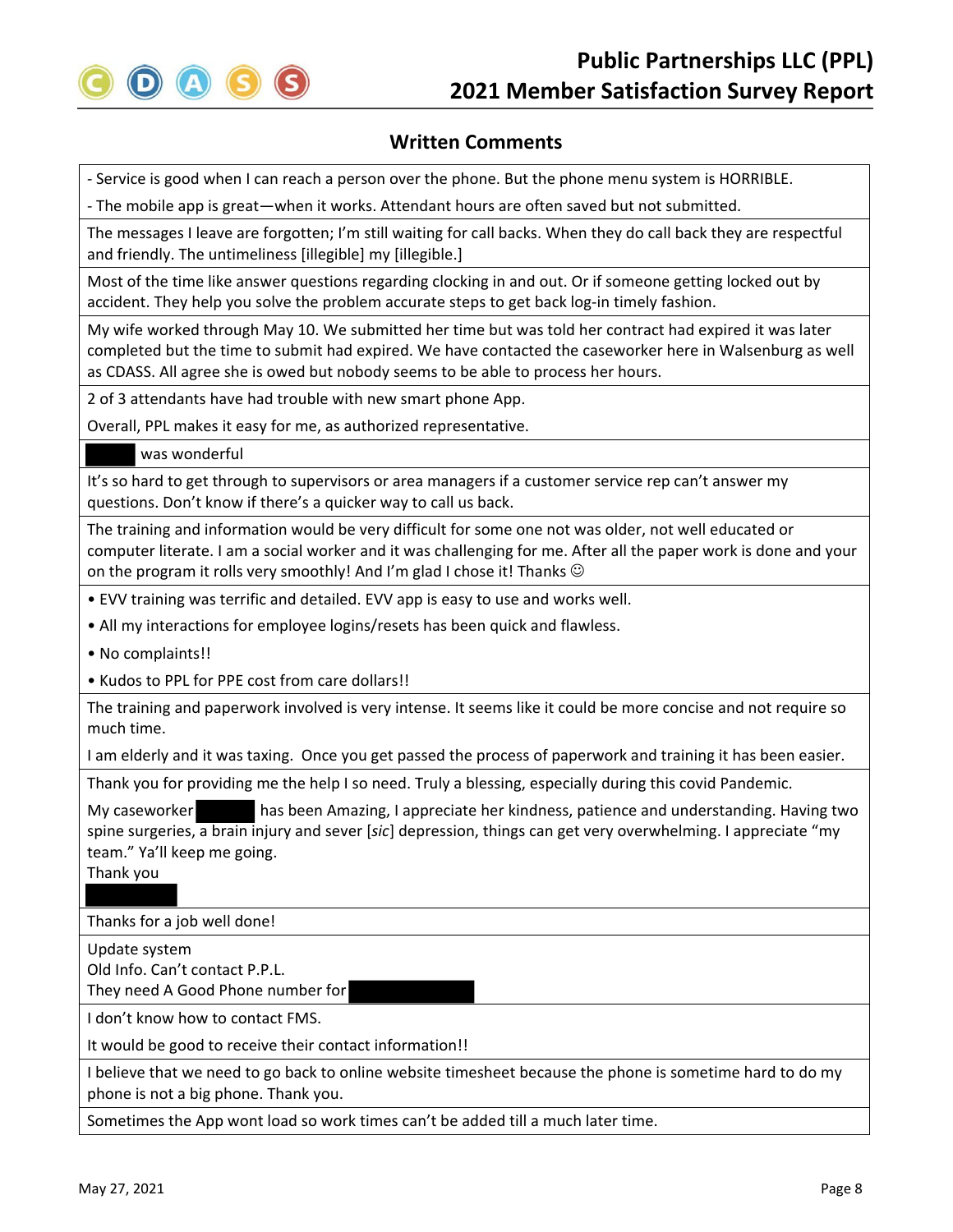## Written Comments

| |
|---|
| - Service is good when I can reach a person over the phone. But the phone menu system is HORRIBLE.<br><br>- The mobile app is great—when it works. Attendant hours are often saved but not submitted. |
| The messages I leave are forgotten; I'm still waiting for call backs. When they do call back they are respectful and friendly. The untimeliness [illegible] my [illegible.] |
| Most of the time like answer questions regarding clocking in and out. Or if someone getting locked out by accident. They help you solve the problem accurate steps to get back log-in timely fashion. |
| My wife worked through May 10. We submitted her time but was told her contract had expired it was later completed but the time to submit had expired. We have contacted the caseworker here in Walsenburg as well as CDASS. All agree she is owed but nobody seems to be able to process her hours. |
| 2 of 3 attendants have had trouble with new smart phone App.<br><br>Overall, PPL makes it easy for me, as authorized representative. |
| [redacted] was wonderful |
| It's so hard to get through to supervisors or area managers if a customer service rep can't answer my questions. Don't know if there's a quicker way to call us back. |
| The training and information would be very difficult for some one not was older, not well educated or computer literate. I am a social worker and it was challenging for me. After all the paper work is done and your on the program it rolls very smoothly! And I'm glad I chose it! Thanks ☺ |
| • EVV training was terrific and detailed. EVV app is easy to use and works well.<br><br>• All my interactions for employee logins/resets has been quick and flawless.<br><br>• No complaints!!<br><br>• Kudos to PPL for PPE cost from care dollars!! |
| The training and paperwork involved is very intense. It seems like it could be more concise and not require so much time.<br><br>I am elderly and it was taxing. Once you get passed the process of paperwork and training it has been easier. |
| Thank you for providing me the help I so need. Truly a blessing, especially during this covid Pandemic.<br><br>My caseworker [redacted] has been Amazing, I appreciate her kindness, patience and understanding. Having two spine surgeries, a brain injury and sever [*sic*] depression, things can get very overwhelming. I appreciate "my team." Ya'll keep me going.<br>Thank you<br>[redacted] |
| Thanks for a job well done! |
| Update system<br>Old Info. Can't contact P.P.L.<br>They need A Good Phone number for [redacted] |
| I don't know how to contact FMS.<br><br>It would be good to receive their contact information!! |
| I believe that we need to go back to online website timesheet because the phone is sometime hard to do my phone is not a big phone. Thank you. |
| Sometimes the App wont load so work times can't be added till a much later time. |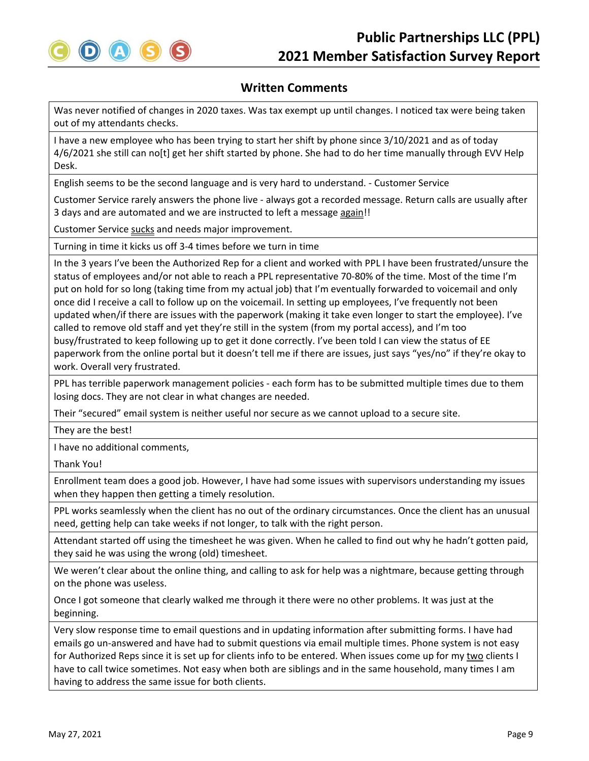## Written Comments

| |
|---|
| Was never notified of changes in 2020 taxes. Was tax exempt up until changes. I noticed tax were being taken out of my attendants checks. |
| I have a new employee who has been trying to start her shift by phone since 3/10/2021 and as of today 4/6/2021 she still can no[t] get her shift started by phone. She had to do her time manually through EVV Help Desk. |
| English seems to be the second language and is very hard to understand. - Customer Service<br><br>Customer Service rarely answers the phone live - always got a recorded message. Return calls are usually after 3 days and are automated and we are instructed to left a message <u>again</u>!!<br><br>Customer Service <u>sucks</u> and needs major improvement. |
| Turning in time it kicks us off 3-4 times before we turn in time |
| In the 3 years I've been the Authorized Rep for a client and worked with PPL I have been frustrated/unsure the status of employees and/or not able to reach a PPL representative 70-80% of the time. Most of the time I'm put on hold for so long (taking time from my actual job) that I'm eventually forwarded to voicemail and only once did I receive a call to follow up on the voicemail. In setting up employees, I've frequently not been updated when/if there are issues with the paperwork (making it take even longer to start the employee). I've called to remove old staff and yet they're still in the system (from my portal access), and I'm too busy/frustrated to keep following up to get it done correctly. I've been told I can view the status of EE paperwork from the online portal but it doesn't tell me if there are issues, just says "yes/no" if they're okay to work. Overall very frustrated. |
| PPL has terrible paperwork management policies - each form has to be submitted multiple times due to them losing docs. They are not clear in what changes are needed.<br><br>Their "secured" email system is neither useful nor secure as we cannot upload to a secure site. |
| They are the best! |
| I have no additional comments,<br><br>Thank You! |
| Enrollment team does a good job. However, I have had some issues with supervisors understanding my issues when they happen then getting a timely resolution. |
| PPL works seamlessly when the client has no out of the ordinary circumstances. Once the client has an unusual need, getting help can take weeks if not longer, to talk with the right person. |
| Attendant started off using the timesheet he was given. When he called to find out why he hadn't gotten paid, they said he was using the wrong (old) timesheet. |
| We weren't clear about the online thing, and calling to ask for help was a nightmare, because getting through on the phone was useless.<br><br>Once I got someone that clearly walked me through it there were no other problems. It was just at the beginning. |
| Very slow response time to email questions and in updating information after submitting forms. I have had emails go un-answered and have had to submit questions via email multiple times. Phone system is not easy for Authorized Reps since it is set up for clients info to be entered. When issues come up for my <u>two</u> clients I have to call twice sometimes. Not easy when both are siblings and in the same household, many times I am having to address the same issue for both clients. |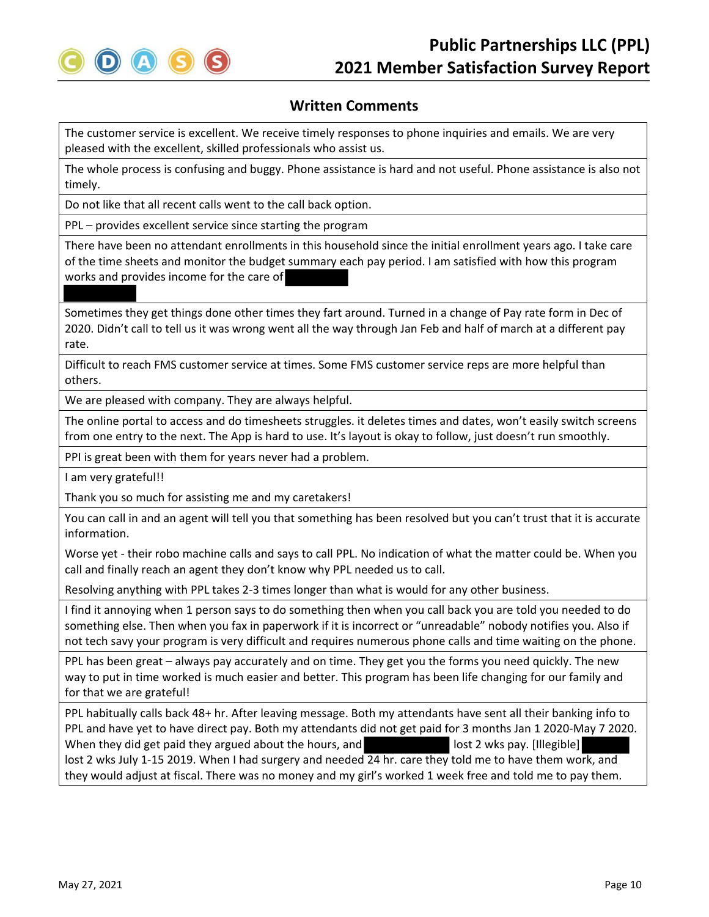## Written Comments

| |
|---|
| The customer service is excellent. We receive timely responses to phone inquiries and emails. We are very pleased with the excellent, skilled professionals who assist us. |
| The whole process is confusing and buggy. Phone assistance is hard and not useful. Phone assistance is also not timely. |
| Do not like that all recent calls went to the call back option. |
| PPL – provides excellent service since starting the program |
| There have been no attendant enrollments in this household since the initial enrollment years ago. I take care of the time sheets and monitor the budget summary each pay period. I am satisfied with how this program works and provides income for the care of [redacted] |
| Sometimes they get things done other times they fart around. Turned in a change of Pay rate form in Dec of 2020. Didn't call to tell us it was wrong went all the way through Jan Feb and half of march at a different pay rate. |
| Difficult to reach FMS customer service at times. Some FMS customer service reps are more helpful than others. |
| We are pleased with company. They are always helpful. |
| The online portal to access and do timesheets struggles. it deletes times and dates, won't easily switch screens from one entry to the next. The App is hard to use. It's layout is okay to follow, just doesn't run smoothly. |
| PPl is great been with them for years never had a problem. |
| I am very grateful!!<br>Thank you so much for assisting me and my caretakers! |
| You can call in and an agent will tell you that something has been resolved but you can't trust that it is accurate information.<br>Worse yet - their robo machine calls and says to call PPL. No indication of what the matter could be. When you call and finally reach an agent they don't know why PPL needed us to call.<br>Resolving anything with PPL takes 2-3 times longer than what is would for any other business. |
| I find it annoying when 1 person says to do something then when you call back you are told you needed to do something else. Then when you fax in paperwork if it is incorrect or "unreadable" nobody notifies you. Also if not tech savy your program is very difficult and requires numerous phone calls and time waiting on the phone. |
| PPL has been great – always pay accurately and on time. They get you the forms you need quickly. The new way to put in time worked is much easier and better. This program has been life changing for our family and for that we are grateful! |
| PPL habitually calls back 48+ hr. After leaving message. Both my attendants have sent all their banking info to PPL and have yet to have direct pay. Both my attendants did not get paid for 3 months Jan 1 2020-May 7 2020. When they did get paid they argued about the hours, and [redacted] lost 2 wks pay. [Illegible] [redacted] lost 2 wks July 1-15 2019. When I had surgery and needed 24 hr. care they told me to have them work, and they would adjust at fiscal. There was no money and my girl's worked 1 week free and told me to pay them. |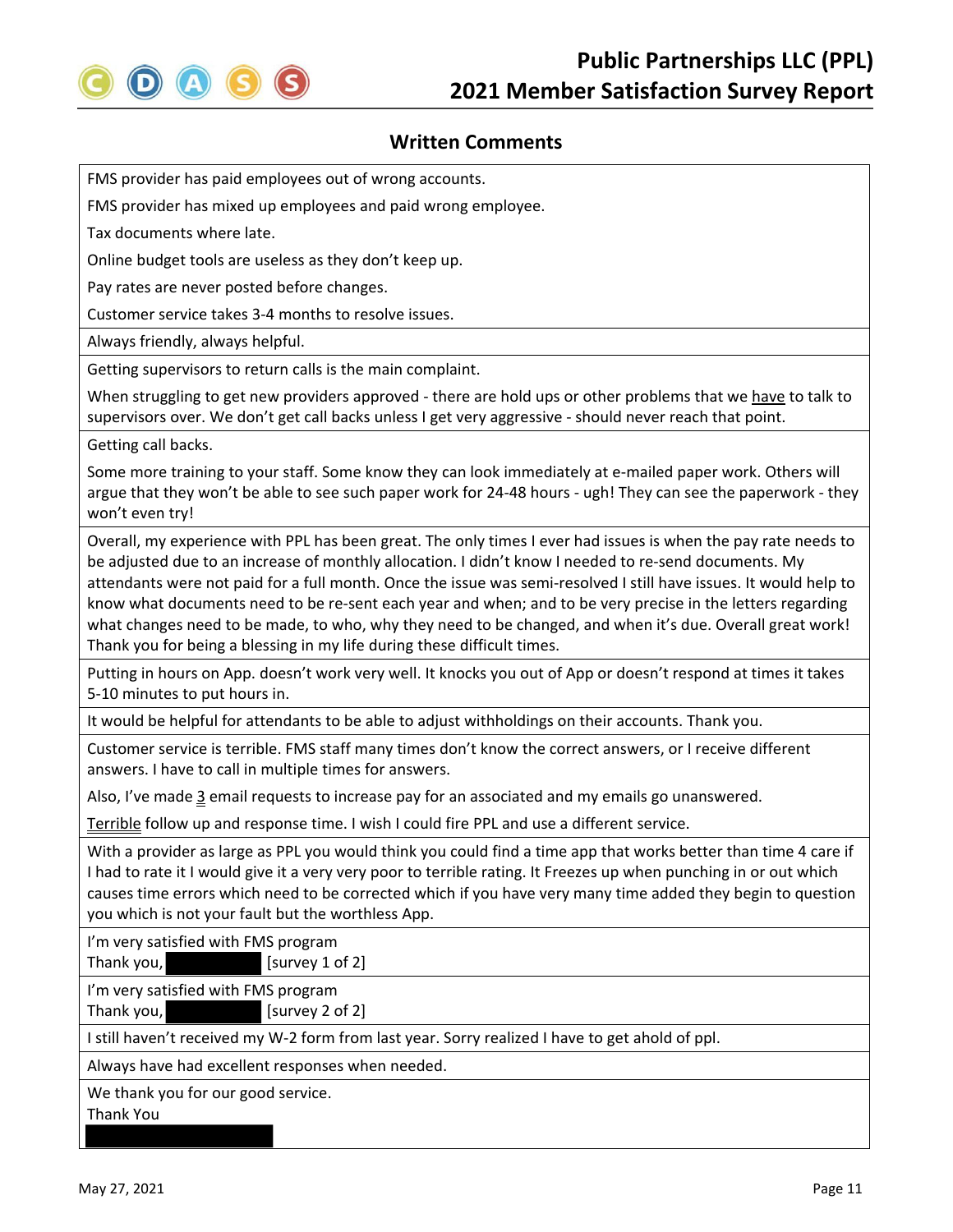## Written Comments

| |
|---|
| FMS provider has paid employees out of wrong accounts.<br>FMS provider has mixed up employees and paid wrong employee.<br>Tax documents where late.<br>Online budget tools are useless as they don't keep up.<br>Pay rates are never posted before changes.<br>Customer service takes 3-4 months to resolve issues. |
| Always friendly, always helpful. |
| Getting supervisors to return calls is the main complaint.<br>When struggling to get new providers approved - there are hold ups or other problems that we <u>have</u> to talk to supervisors over. We don't get call backs unless I get very aggressive - should never reach that point. |
| Getting call backs.<br>Some more training to your staff. Some know they can look immediately at e-mailed paper work. Others will argue that they won't be able to see such paper work for 24-48 hours - ugh! They can see the paperwork - they won't even try! |
| Overall, my experience with PPL has been great. The only times I ever had issues is when the pay rate needs to be adjusted due to an increase of monthly allocation. I didn't know I needed to re-send documents. My attendants were not paid for a full month. Once the issue was semi-resolved I still have issues. It would help to know what documents need to be re-sent each year and when; and to be very precise in the letters regarding what changes need to be made, to who, why they need to be changed, and when it's due. Overall great work! Thank you for being a blessing in my life during these difficult times. |
| Putting in hours on App. doesn't work very well. It knocks you out of App or doesn't respond at times it takes 5-10 minutes to put hours in. |
| It would be helpful for attendants to be able to adjust withholdings on their accounts. Thank you. |
| Customer service is terrible. FMS staff many times don't know the correct answers, or I receive different answers. I have to call in multiple times for answers.<br>Also, I've made <u>3</u> email requests to increase pay for an associated and my emails go unanswered.<br><u>Terrible</u> follow up and response time. I wish I could fire PPL and use a different service. |
| With a provider as large as PPL you would think you could find a time app that works better than time 4 care if I had to rate it I would give it a very very poor to terrible rating. It Freezes up when punching in or out which causes time errors which need to be corrected which if you have very many time added they begin to question you which is not your fault but the worthless App. |
| I'm very satisfied with FMS program<br>Thank you, [redacted] [survey 1 of 2] |
| I'm very satisfied with FMS program<br>Thank you, [redacted] [survey 2 of 2] |
| I still haven't received my W-2 form from last year. Sorry realized I have to get ahold of ppl. |
| Always have had excellent responses when needed. |
| We thank you for our good service.<br>Thank You<br>[redacted] |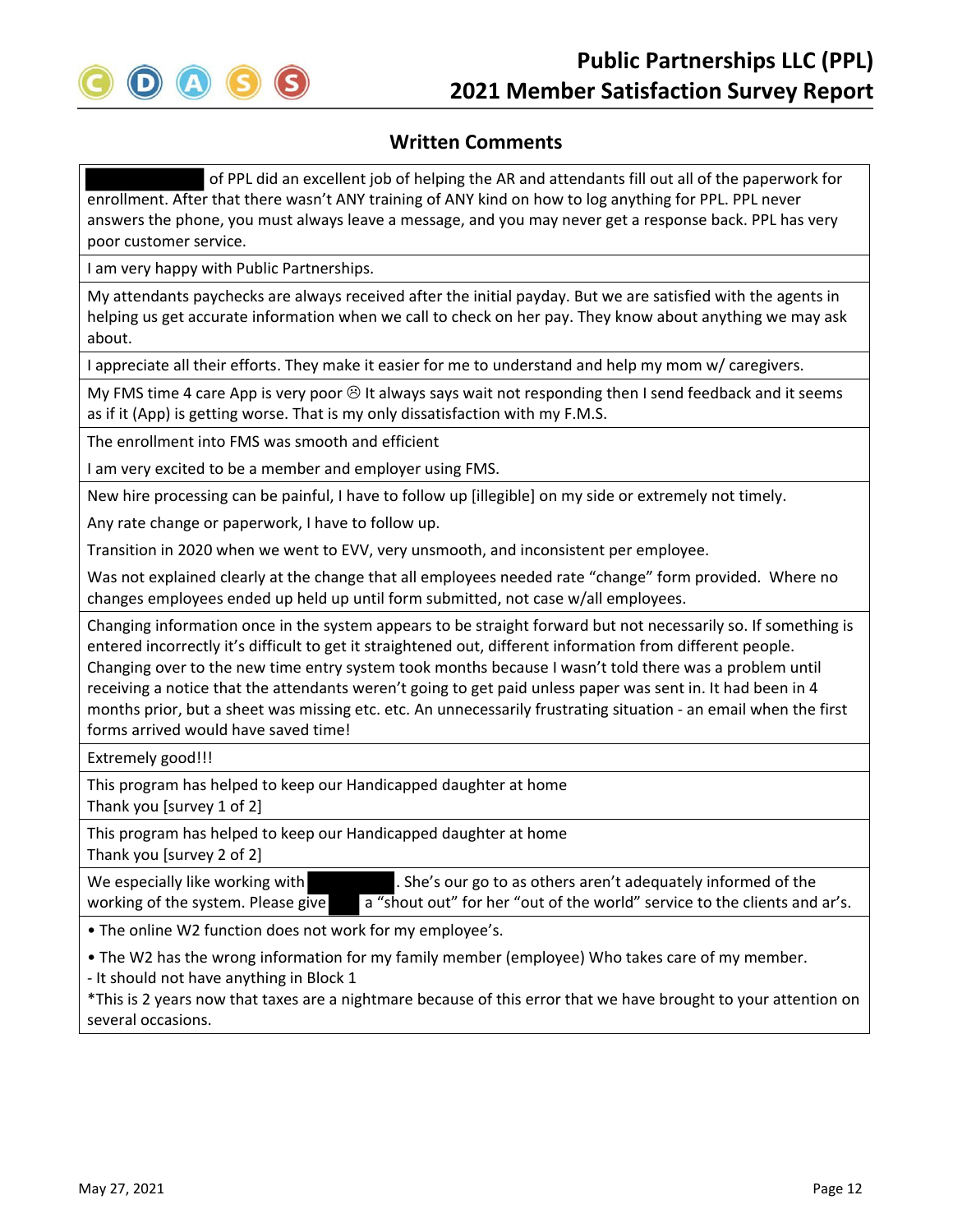## Written Comments

| |
|---|
| [redacted] of PPL did an excellent job of helping the AR and attendants fill out all of the paperwork for enrollment. After that there wasn't ANY training of ANY kind on how to log anything for PPL. PPL never answers the phone, you must always leave a message, and you may never get a response back. PPL has very poor customer service. |
| I am very happy with Public Partnerships. |
| My attendants paychecks are always received after the initial payday. But we are satisfied with the agents in helping us get accurate information when we call to check on her pay. They know about anything we may ask about. |
| I appreciate all their efforts. They make it easier for me to understand and help my mom w/ caregivers. |
| My FMS time 4 care App is very poor ☹ It always says wait not responding then I send feedback and it seems as if it (App) is getting worse. That is my only dissatisfaction with my F.M.S. |
| The enrollment into FMS was smooth and efficient<br>I am very excited to be a member and employer using FMS. |
| New hire processing can be painful, I have to follow up [illegible] on my side or extremely not timely.<br>Any rate change or paperwork, I have to follow up.<br>Transition in 2020 when we went to EVV, very unsmooth, and inconsistent per employee.<br>Was not explained clearly at the change that all employees needed rate "change" form provided. Where no changes employees ended up held up until form submitted, not case w/all employees. |
| Changing information once in the system appears to be straight forward but not necessarily so. If something is entered incorrectly it's difficult to get it straightened out, different information from different people. Changing over to the new time entry system took months because I wasn't told there was a problem until receiving a notice that the attendants weren't going to get paid unless paper was sent in. It had been in 4 months prior, but a sheet was missing etc. etc. An unnecessarily frustrating situation - an email when the first forms arrived would have saved time! |
| Extremely good!!! |
| This program has helped to keep our Handicapped daughter at home<br>Thank you [survey 1 of 2] |
| This program has helped to keep our Handicapped daughter at home<br>Thank you [survey 2 of 2] |
| We especially like working with [redacted]. She's our go to as others aren't adequately informed of the working of the system. Please give [redacted] a "shout out" for her "out of the world" service to the clients and ar's. |
| • The online W2 function does not work for my employee's.<br>• The W2 has the wrong information for my family member (employee) Who takes care of my member.<br>- It should not have anything in Block 1<br>*This is 2 years now that taxes are a nightmare because of this error that we have brought to your attention on several occasions. |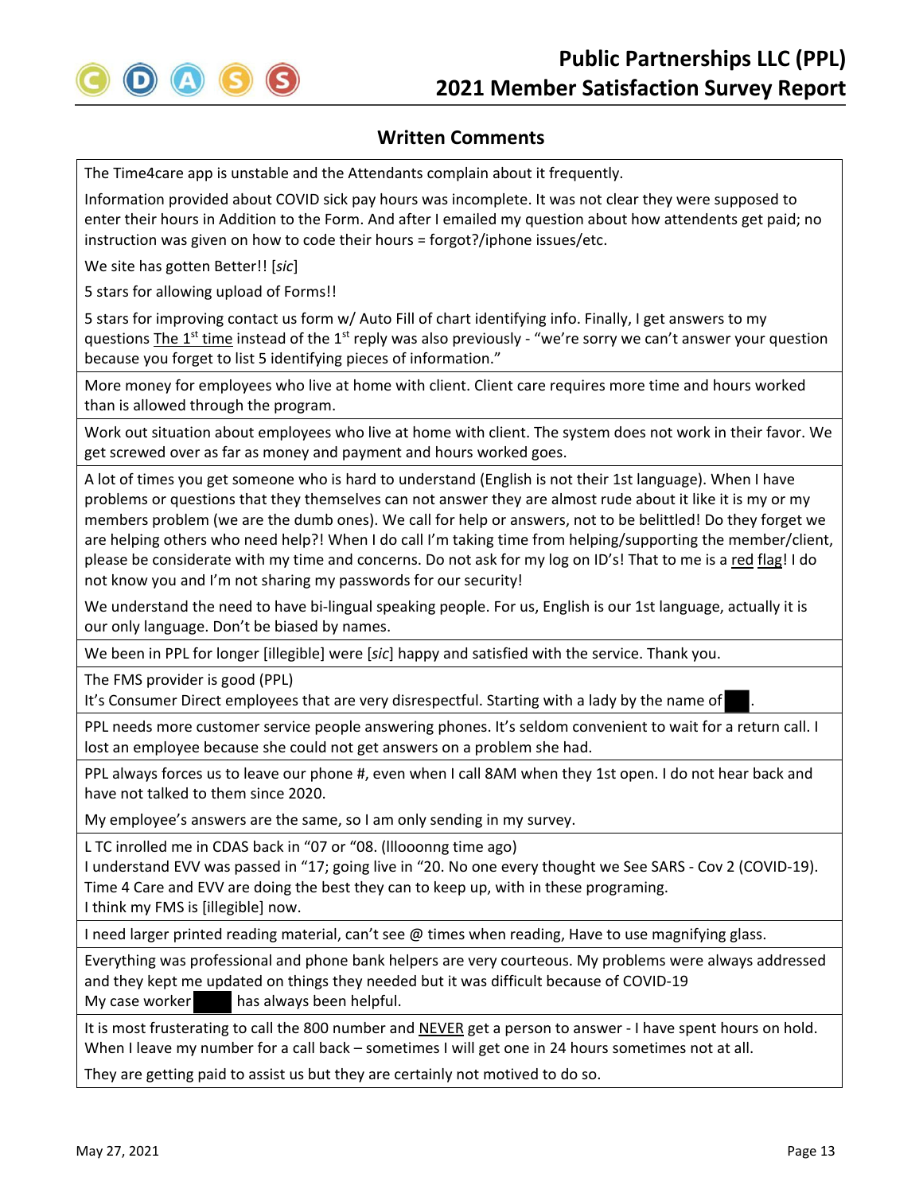## Written Comments

| |
|---|
| The Time4care app is unstable and the Attendants complain about it frequently.<br><br>Information provided about COVID sick pay hours was incomplete. It was not clear they were supposed to enter their hours in Addition to the Form. And after I emailed my question about how attendents get paid; no instruction was given on how to code their hours = forgot?/iphone issues/etc.<br><br>We site has gotten Better!! [*sic*]<br><br>5 stars for allowing upload of Forms!!<br><br>5 stars for improving contact us form w/ Auto Fill of chart identifying info. Finally, I get answers to my questions <u>The 1st time</u> instead of the 1st reply was also previously - "we're sorry we can't answer your question because you forget to list 5 identifying pieces of information." |
| More money for employees who live at home with client. Client care requires more time and hours worked than is allowed through the program. |
| Work out situation about employees who live at home with client. The system does not work in their favor. We get screwed over as far as money and payment and hours worked goes. |
| A lot of times you get someone who is hard to understand (English is not their 1st language). When I have problems or questions that they themselves can not answer they are almost rude about it like it is my or my members problem (we are the dumb ones). We call for help or answers, not to be belittled! Do they forget we are helping others who need help?! When I do call I'm taking time from helping/supporting the member/client, please be considerate with my time and concerns. Do not ask for my log on ID's! That to me is a <u>red</u> <u>flag</u>! I do not know you and I'm not sharing my passwords for our security!<br><br>We understand the need to have bi-lingual speaking people. For us, English is our 1st language, actually it is our only language. Don't be biased by names. |
| We been in PPL for longer [illegible] were [*sic*] happy and satisfied with the service. Thank you. |
| The FMS provider is good (PPL)<br>It's Consumer Direct employees that are very disrespectful. Starting with a lady by the name of ███. |
| PPL needs more customer service people answering phones. It's seldom convenient to wait for a return call. I lost an employee because she could not get answers on a problem she had. |
| PPL always forces us to leave our phone #, even when I call 8AM when they 1st open. I do not hear back and have not talked to them since 2020.<br><br>My employee's answers are the same, so I am only sending in my survey. |
| L TC inrolled me in CDAS back in "07 or "08. (lllooonng time ago)<br>I understand EVV was passed in "17; going live in "20. No one every thought we See SARS - Cov 2 (COVID-19).<br>Time 4 Care and EVV are doing the best they can to keep up, with in these programing.<br>I think my FMS is [illegible] now. |
| I need larger printed reading material, can't see @ times when reading, Have to use magnifying glass. |
| Everything was professional and phone bank helpers are very courteous. My problems were always addressed and they kept me updated on things they needed but it was difficult because of COVID-19<br>My case worker ███ has always been helpful. |
| It is most frusterating to call the 800 number and <u>NEVER</u> get a person to answer - I have spent hours on hold. When I leave my number for a call back – sometimes I will get one in 24 hours sometimes not at all.<br><br>They are getting paid to assist us but they are certainly not motived to do so. |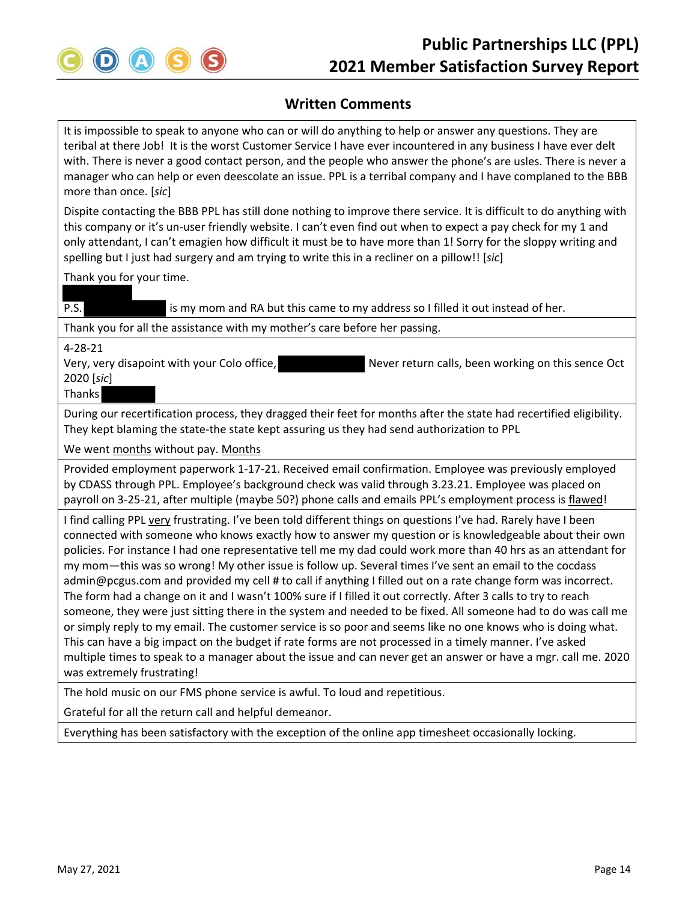## Written Comments

| |
|---|
| It is impossible to speak to anyone who can or will do anything to help or answer any questions. They are teribal at there Job! It is the worst Customer Service I have ever incountered in any business I have ever delt with. There is never a good contact person, and the people who answer the phone's are usles. There is never a manager who can help or even deescolate an issue. PPL is a terribal company and I have complaned to the BBB more than once. [*sic*]<br><br>Dispite contacting the BBB PPL has still done nothing to improve there service. It is difficult to do anything with this company or it's un-user friendly website. I can't even find out when to expect a pay check for my 1 and only attendant, I can't emagien how difficult it must be to have more than 1! Sorry for the sloppy writing and spelling but I just had surgery and am trying to write this in a recliner on a pillow!! [*sic*]<br><br>Thank you for your time.<br><br>P.S. is my mom and RA but this came to my address so I filled it out instead of her. |
| Thank you for all the assistance with my mother's care before her passing. |
| 4-28-21<br>Very, very disapoint with your Colo office, Never return calls, been working on this sence Oct 2020 [*sic*]<br>Thanks |
| During our recertification process, they dragged their feet for months after the state had recertified eligibility. They kept blaming the state-the state kept assuring us they had send authorization to PPL<br><br>We went <u>months</u> without pay. <u>Months</u> |
| Provided employment paperwork 1-17-21. Received email confirmation. Employee was previously employed by CDASS through PPL. Employee's background check was valid through 3.23.21. Employee was placed on payroll on 3-25-21, after multiple (maybe 50?) phone calls and emails PPL's employment process is <u>flawed</u>! |
| I find calling PPL <u>very</u> frustrating. I've been told different things on questions I've had. Rarely have I been connected with someone who knows exactly how to answer my question or is knowledgeable about their own policies. For instance I had one representative tell me my dad could work more than 40 hrs as an attendant for my mom—this was so wrong! My other issue is follow up. Several times I've sent an email to the cocdass admin@pcgus.com and provided my cell # to call if anything I filled out on a rate change form was incorrect. The form had a change on it and I wasn't 100% sure if I filled it out correctly. After 3 calls to try to reach someone, they were just sitting there in the system and needed to be fixed. All someone had to do was call me or simply reply to my email. The customer service is so poor and seems like no one knows who is doing what. This can have a big impact on the budget if rate forms are not processed in a timely manner. I've asked multiple times to speak to a manager about the issue and can never get an answer or have a mgr. call me. 2020 was extremely frustrating! |
| The hold music on our FMS phone service is awful. To loud and repetitious.<br><br>Grateful for all the return call and helpful demeanor. |
| Everything has been satisfactory with the exception of the online app timesheet occasionally locking. |